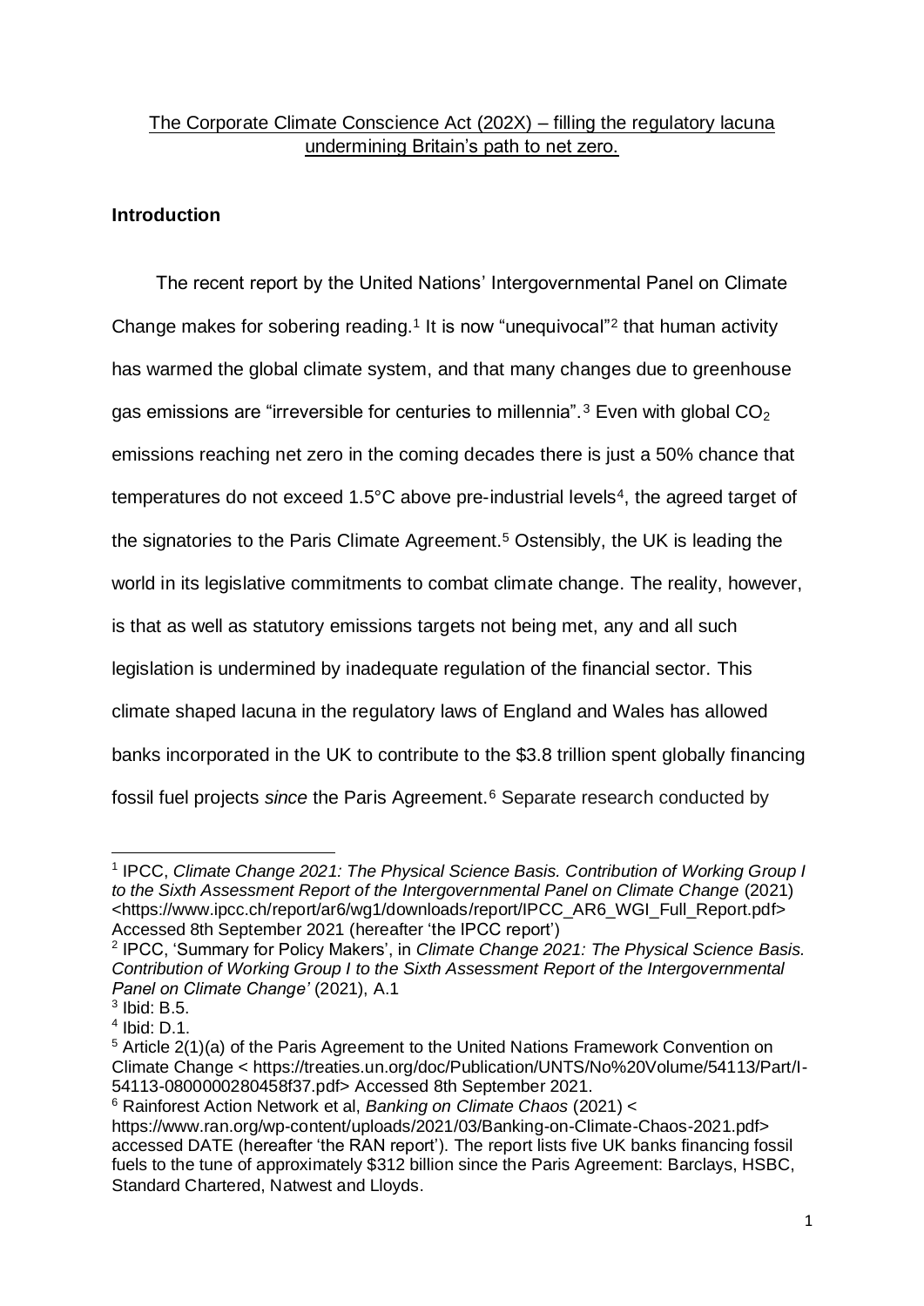The Corporate Climate Conscience Act (202X) – filling the regulatory lacuna undermining Britain's path to net zero.

## Introduction

The recent report by the United Nations' Intergovernmental Panel on Climate Change makes for sobering reading.[1] It is now "unequivocal"[2] that human activity has warmed the global climate system, and that many changes due to greenhouse gas emissions are "irreversible for centuries to millennia".[3] Even with global $CO_2$ emissions reaching net zero in the coming decades there is just a 50% chance that temperatures do not exceed 1.5°C above pre-industrial levels[4], the agreed target of the signatories to the Paris Climate Agreement.[5] Ostensibly, the UK is leading the world in its legislative commitments to combat climate change. The reality, however, is that as well as statutory emissions targets not being met, any and all such legislation is undermined by inadequate regulation of the financial sector. This climate shaped lacuna in the regulatory laws of England and Wales has allowed banks incorporated in the UK to contribute to the $3.8 trillion spent globally financing fossil fuel projects *since* the Paris Agreement.[6] Separate research conducted by

---

[1] IPCC, *Climate Change 2021: The Physical Science Basis. Contribution of Working Group I to the Sixth Assessment Report of the Intergovernmental Panel on Climate Change* (2021) <https://www.ipcc.ch/report/ar6/wg1/downloads/report/IPCC_AR6_WGI_Full_Report.pdf> Accessed 8th September 2021 (hereafter 'the IPCC report')

[2] IPCC, 'Summary for Policy Makers', in *Climate Change 2021: The Physical Science Basis. Contribution of Working Group I to the Sixth Assessment Report of the Intergovernmental Panel on Climate Change'* (2021), A.1

[3] Ibid: B.5.

[4] Ibid: D.1.

[5] Article 2(1)(a) of the Paris Agreement to the United Nations Framework Convention on Climate Change < https://treaties.un.org/doc/Publication/UNTS/No%20Volume/54113/Part/I-54113-0800000280458f37.pdf> Accessed 8th September 2021.

[6] Rainforest Action Network et al, *Banking on Climate Chaos* (2021) < https://www.ran.org/wp-content/uploads/2021/03/Banking-on-Climate-Chaos-2021.pdf> accessed DATE (hereafter 'the RAN report'). The report lists five UK banks financing fossil fuels to the tune of approximately $312 billion since the Paris Agreement: Barclays, HSBC, Standard Chartered, Natwest and Lloyds.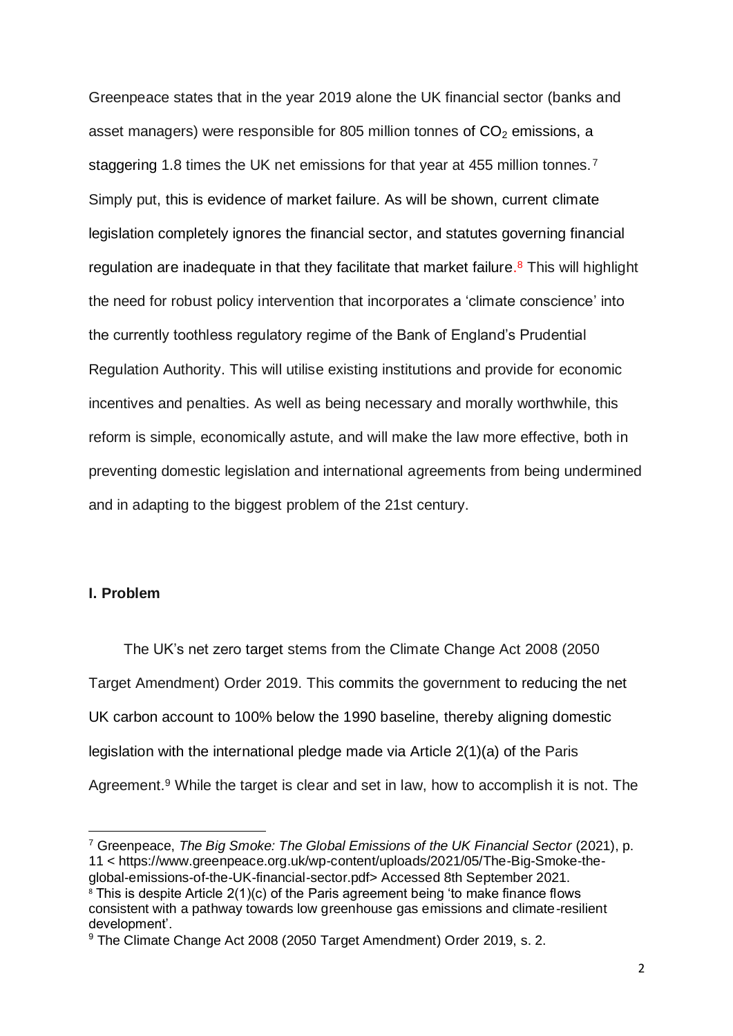Greenpeace states that in the year 2019 alone the UK financial sector (banks and asset managers) were responsible for 805 million tonnes of $CO_2$ emissions, a staggering 1.8 times the UK net emissions for that year at 455 million tonnes.[7] Simply put, this is evidence of market failure. As will be shown, current climate legislation completely ignores the financial sector, and statutes governing financial regulation are inadequate in that they facilitate that market failure.[8] This will highlight the need for robust policy intervention that incorporates a 'climate conscience' into the currently toothless regulatory regime of the Bank of England's Prudential Regulation Authority. This will utilise existing institutions and provide for economic incentives and penalties. As well as being necessary and morally worthwhile, this reform is simple, economically astute, and will make the law more effective, both in preventing domestic legislation and international agreements from being undermined and in adapting to the biggest problem of the 21st century.

## I. Problem

The UK's net zero target stems from the Climate Change Act 2008 (2050 Target Amendment) Order 2019. This commits the government to reducing the net UK carbon account to 100% below the 1990 baseline, thereby aligning domestic legislation with the international pledge made via Article 2(1)(a) of the Paris Agreement.[9] While the target is clear and set in law, how to accomplish it is not. The

---

[7] Greenpeace, *The Big Smoke: The Global Emissions of the UK Financial Sector* (2021), p. 11 < https://www.greenpeace.org.uk/wp-content/uploads/2021/05/The-Big-Smoke-the-global-emissions-of-the-UK-financial-sector.pdf> Accessed 8th September 2021.

[8] This is despite Article 2(1)(c) of the Paris agreement being 'to make finance flows consistent with a pathway towards low greenhouse gas emissions and climate-resilient development'.

[9] The Climate Change Act 2008 (2050 Target Amendment) Order 2019, s. 2.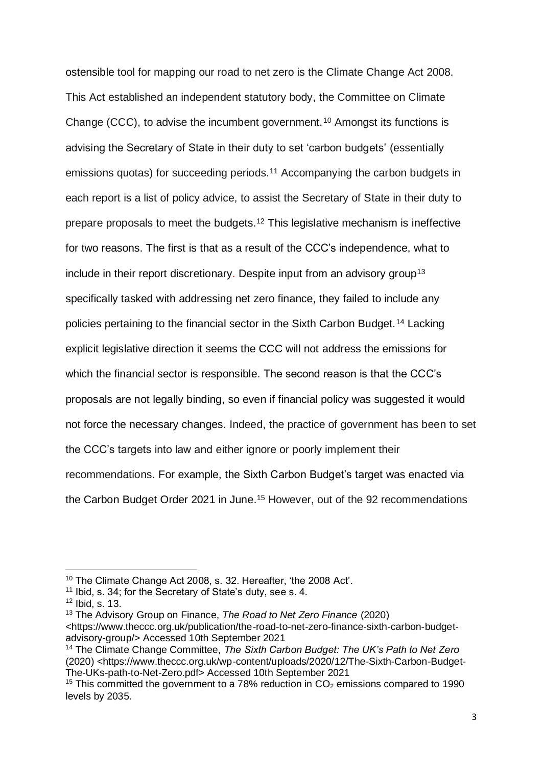ostensible tool for mapping our road to net zero is the Climate Change Act 2008. This Act established an independent statutory body, the Committee on Climate Change (CCC), to advise the incumbent government.[10] Amongst its functions is advising the Secretary of State in their duty to set 'carbon budgets' (essentially emissions quotas) for succeeding periods.[11] Accompanying the carbon budgets in each report is a list of policy advice, to assist the Secretary of State in their duty to prepare proposals to meet the budgets.[12] This legislative mechanism is ineffective for two reasons. The first is that as a result of the CCC's independence, what to include in their report discretionary. Despite input from an advisory group[13] specifically tasked with addressing net zero finance, they failed to include any policies pertaining to the financial sector in the Sixth Carbon Budget.[14] Lacking explicit legislative direction it seems the CCC will not address the emissions for which the financial sector is responsible. The second reason is that the CCC's proposals are not legally binding, so even if financial policy was suggested it would not force the necessary changes. Indeed, the practice of government has been to set the CCC's targets into law and either ignore or poorly implement their recommendations. For example, the Sixth Carbon Budget's target was enacted via the Carbon Budget Order 2021 in June.[15] However, out of the 92 recommendations

---

[10] The Climate Change Act 2008, s. 32. Hereafter, 'the 2008 Act'.

[11] Ibid, s. 34; for the Secretary of State's duty, see s. 4.

[12] Ibid, s. 13.

[13] The Advisory Group on Finance, *The Road to Net Zero Finance* (2020) <https://www.theccc.org.uk/publication/the-road-to-net-zero-finance-sixth-carbon-budget-advisory-group/> Accessed 10th September 2021

[14] The Climate Change Committee, *The Sixth Carbon Budget: The UK's Path to Net Zero* (2020) <https://www.theccc.org.uk/wp-content/uploads/2020/12/The-Sixth-Carbon-Budget-The-UKs-path-to-Net-Zero.pdf> Accessed 10th September 2021

[15] This committed the government to a 78% reduction in $CO_2$ emissions compared to 1990 levels by 2035.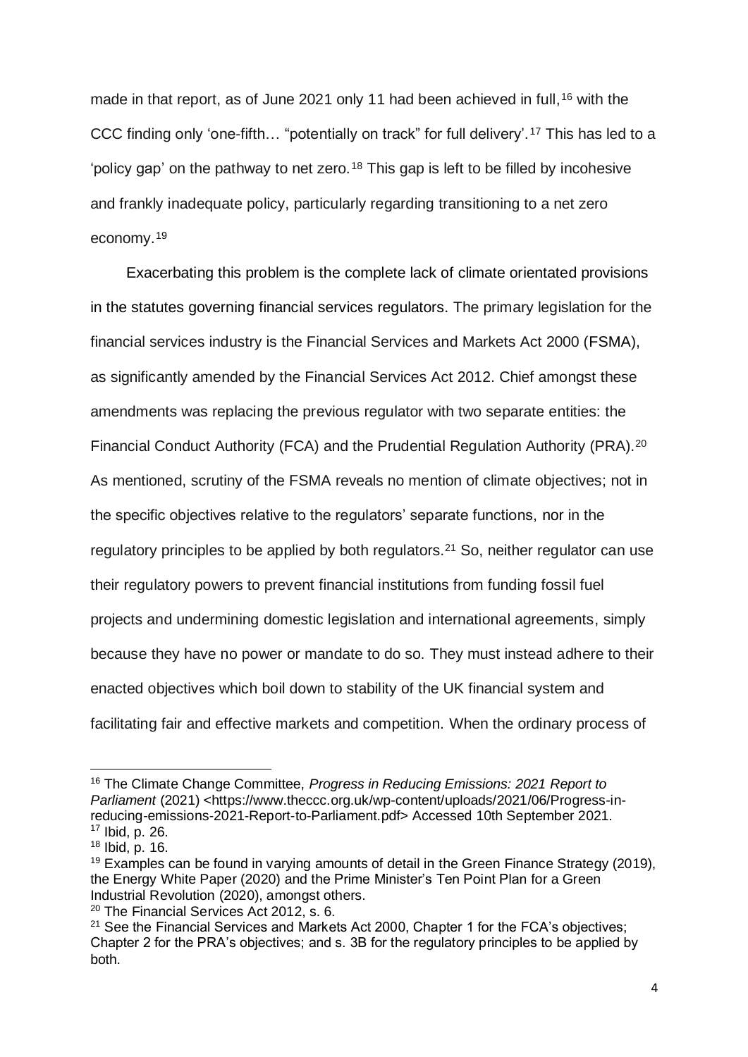made in that report, as of June 2021 only 11 had been achieved in full,[16] with the CCC finding only 'one-fifth… "potentially on track" for full delivery'.[17] This has led to a 'policy gap' on the pathway to net zero.[18] This gap is left to be filled by incohesive and frankly inadequate policy, particularly regarding transitioning to a net zero economy.[19]

Exacerbating this problem is the complete lack of climate orientated provisions in the statutes governing financial services regulators. The primary legislation for the financial services industry is the Financial Services and Markets Act 2000 (FSMA), as significantly amended by the Financial Services Act 2012. Chief amongst these amendments was replacing the previous regulator with two separate entities: the Financial Conduct Authority (FCA) and the Prudential Regulation Authority (PRA).[20] As mentioned, scrutiny of the FSMA reveals no mention of climate objectives; not in the specific objectives relative to the regulators' separate functions, nor in the regulatory principles to be applied by both regulators.[21] So, neither regulator can use their regulatory powers to prevent financial institutions from funding fossil fuel projects and undermining domestic legislation and international agreements, simply because they have no power or mandate to do so. They must instead adhere to their enacted objectives which boil down to stability of the UK financial system and facilitating fair and effective markets and competition. When the ordinary process of

---

[16] The Climate Change Committee, *Progress in Reducing Emissions: 2021 Report to Parliament* (2021) <https://www.theccc.org.uk/wp-content/uploads/2021/06/Progress-in-reducing-emissions-2021-Report-to-Parliament.pdf> Accessed 10th September 2021.

[17] Ibid, p. 26.

[18] Ibid, p. 16.

[19] Examples can be found in varying amounts of detail in the Green Finance Strategy (2019), the Energy White Paper (2020) and the Prime Minister's Ten Point Plan for a Green Industrial Revolution (2020), amongst others.

[20] The Financial Services Act 2012, s. 6.

[21] See the Financial Services and Markets Act 2000, Chapter 1 for the FCA's objectives; Chapter 2 for the PRA's objectives; and s. 3B for the regulatory principles to be applied by both.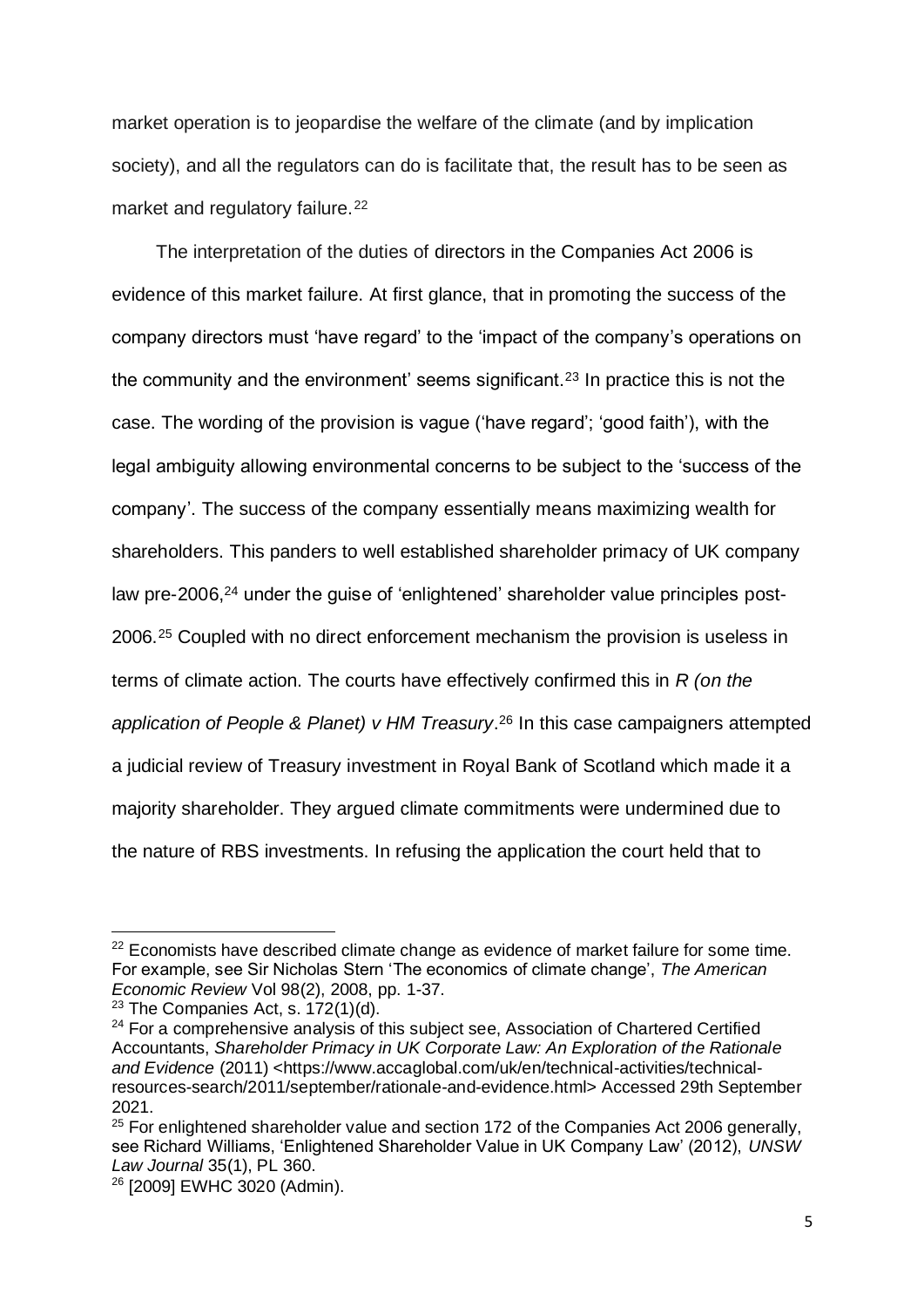market operation is to jeopardise the welfare of the climate (and by implication society), and all the regulators can do is facilitate that, the result has to be seen as market and regulatory failure.[22]

The interpretation of the duties of directors in the Companies Act 2006 is evidence of this market failure. At first glance, that in promoting the success of the company directors must 'have regard' to the 'impact of the company's operations on the community and the environment' seems significant.[23] In practice this is not the case. The wording of the provision is vague ('have regard'; 'good faith'), with the legal ambiguity allowing environmental concerns to be subject to the 'success of the company'. The success of the company essentially means maximizing wealth for shareholders. This panders to well established shareholder primacy of UK company law pre-2006,[24] under the guise of 'enlightened' shareholder value principles post-2006.[25] Coupled with no direct enforcement mechanism the provision is useless in terms of climate action. The courts have effectively confirmed this in *R (on the application of People & Planet) v HM Treasury*.[26] In this case campaigners attempted a judicial review of Treasury investment in Royal Bank of Scotland which made it a majority shareholder. They argued climate commitments were undermined due to the nature of RBS investments. In refusing the application the court held that to

---

[22] Economists have described climate change as evidence of market failure for some time. For example, see Sir Nicholas Stern 'The economics of climate change', *The American Economic Review* Vol 98(2), 2008, pp. 1-37.

[23] The Companies Act, s. 172(1)(d).

[24] For a comprehensive analysis of this subject see, Association of Chartered Certified Accountants, *Shareholder Primacy in UK Corporate Law: An Exploration of the Rationale and Evidence* (2011) <https://www.accaglobal.com/uk/en/technical-activities/technical-resources-search/2011/september/rationale-and-evidence.html> Accessed 29th September 2021.

[25] For enlightened shareholder value and section 172 of the Companies Act 2006 generally, see Richard Williams, 'Enlightened Shareholder Value in UK Company Law' (2012), *UNSW Law Journal* 35(1), PL 360.

[26] [2009] EWHC 3020 (Admin).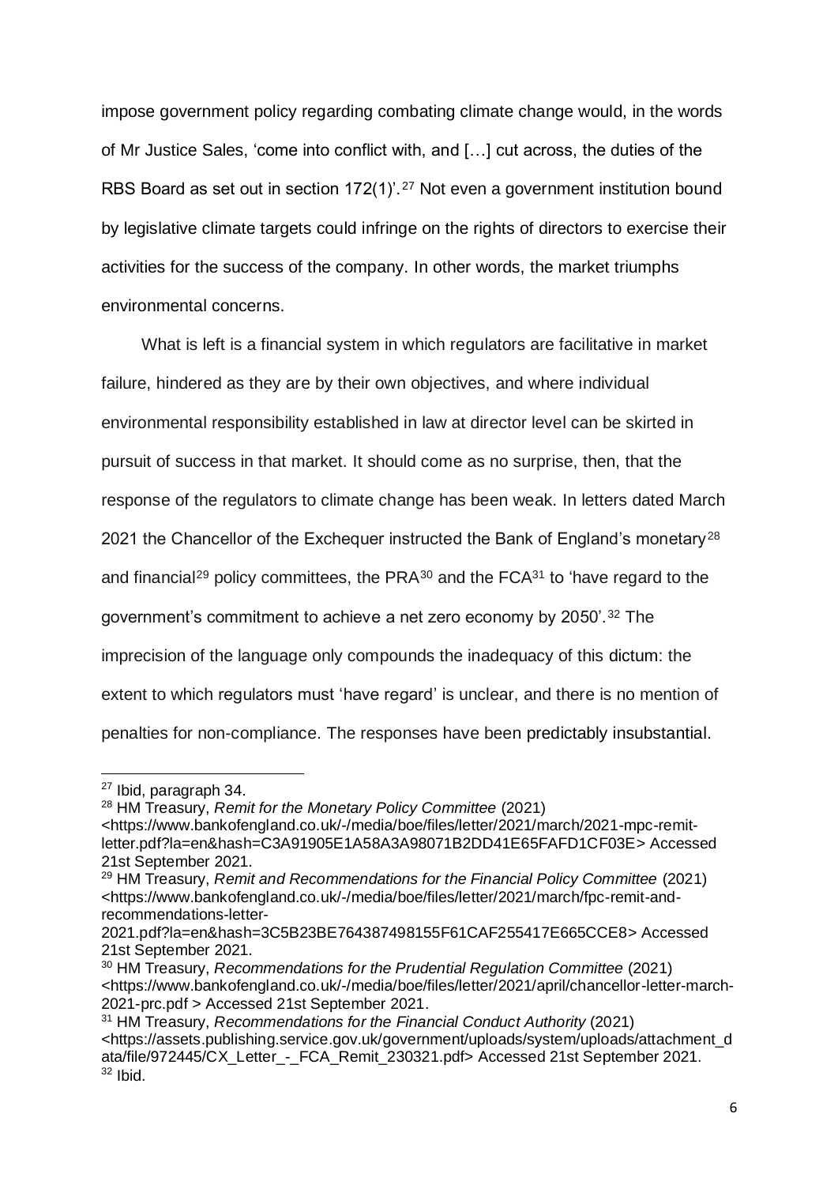impose government policy regarding combating climate change would, in the words of Mr Justice Sales, 'come into conflict with, and […] cut across, the duties of the RBS Board as set out in section 172(1)'.[27] Not even a government institution bound by legislative climate targets could infringe on the rights of directors to exercise their activities for the success of the company. In other words, the market triumphs environmental concerns.

What is left is a financial system in which regulators are facilitative in market failure, hindered as they are by their own objectives, and where individual environmental responsibility established in law at director level can be skirted in pursuit of success in that market. It should come as no surprise, then, that the response of the regulators to climate change has been weak. In letters dated March 2021 the Chancellor of the Exchequer instructed the Bank of England's monetary[28] and financial[29] policy committees, the PRA[30] and the FCA[31] to 'have regard to the government's commitment to achieve a net zero economy by 2050'.[32] The imprecision of the language only compounds the inadequacy of this dictum: the extent to which regulators must 'have regard' is unclear, and there is no mention of penalties for non-compliance. The responses have been predictably insubstantial.

---

[27] Ibid, paragraph 34.

[28] HM Treasury, *Remit for the Monetary Policy Committee* (2021) <https://www.bankofengland.co.uk/-/media/boe/files/letter/2021/march/2021-mpc-remit-letter.pdf?la=en&hash=C3A91905E1A58A3A98071B2DD41E65FAFD1CF03E> Accessed 21st September 2021.

[29] HM Treasury, *Remit and Recommendations for the Financial Policy Committee* (2021) <https://www.bankofengland.co.uk/-/media/boe/files/letter/2021/march/fpc-remit-and-recommendations-letter-2021.pdf?la=en&hash=3C5B23BE764387498155F61CAF255417E665CCE8> Accessed 21st September 2021.

[30] HM Treasury, *Recommendations for the Prudential Regulation Committee* (2021) <https://www.bankofengland.co.uk/-/media/boe/files/letter/2021/april/chancellor-letter-march-2021-prc.pdf > Accessed 21st September 2021.

[31] HM Treasury, *Recommendations for the Financial Conduct Authority* (2021) <https://assets.publishing.service.gov.uk/government/uploads/system/uploads/attachment_data/file/972445/CX_Letter_-_FCA_Remit_230321.pdf> Accessed 21st September 2021.

[32] Ibid.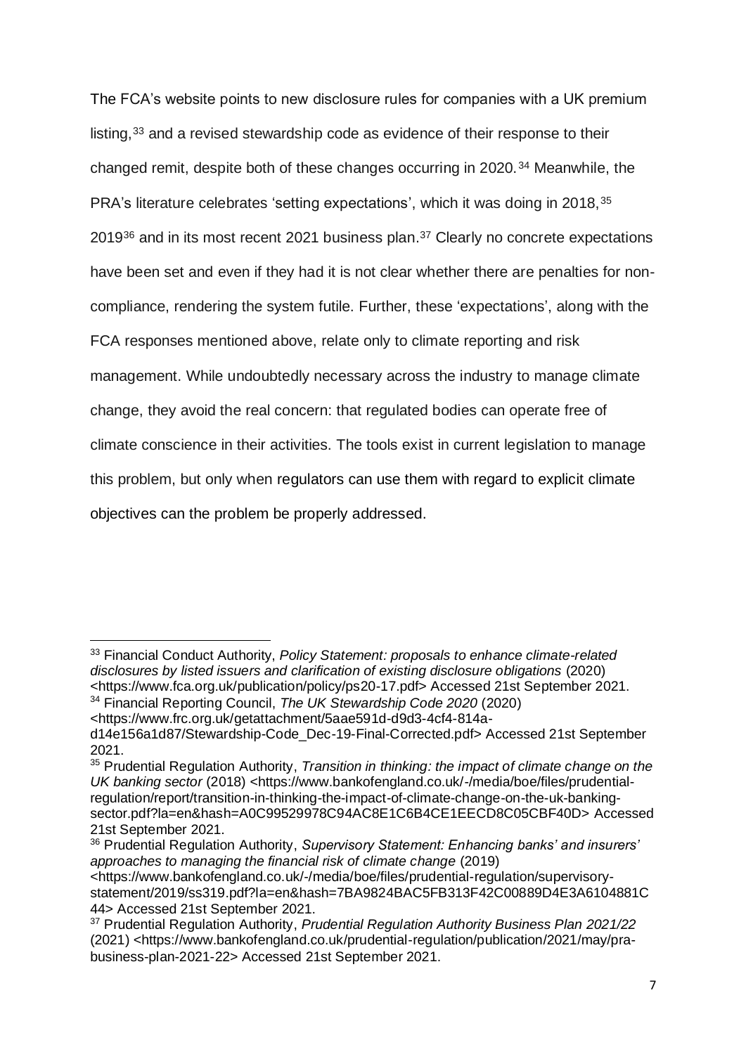The FCA's website points to new disclosure rules for companies with a UK premium listing,[33] and a revised stewardship code as evidence of their response to their changed remit, despite both of these changes occurring in 2020.[34] Meanwhile, the PRA's literature celebrates 'setting expectations', which it was doing in 2018,[35] 2019[36] and in its most recent 2021 business plan.[37] Clearly no concrete expectations have been set and even if they had it is not clear whether there are penalties for non-compliance, rendering the system futile. Further, these 'expectations', along with the FCA responses mentioned above, relate only to climate reporting and risk management. While undoubtedly necessary across the industry to manage climate change, they avoid the real concern: that regulated bodies can operate free of climate conscience in their activities. The tools exist in current legislation to manage this problem, but only when regulators can use them with regard to explicit climate objectives can the problem be properly addressed.

---

[33] Financial Conduct Authority, *Policy Statement: proposals to enhance climate-related disclosures by listed issuers and clarification of existing disclosure obligations* (2020) <https://www.fca.org.uk/publication/policy/ps20-17.pdf> Accessed 21st September 2021.

[34] Financial Reporting Council, *The UK Stewardship Code 2020* (2020) <https://www.frc.org.uk/getattachment/5aae591d-d9d3-4cf4-814a-d14e156a1d87/Stewardship-Code_Dec-19-Final-Corrected.pdf> Accessed 21st September 2021.

[35] Prudential Regulation Authority, *Transition in thinking: the impact of climate change on the UK banking sector* (2018) <https://www.bankofengland.co.uk/-/media/boe/files/prudential-regulation/report/transition-in-thinking-the-impact-of-climate-change-on-the-uk-banking-sector.pdf?la=en&hash=A0C99529978C94AC8E1C6B4CE1EECD8C05CBF40D> Accessed 21st September 2021.

[36] Prudential Regulation Authority, *Supervisory Statement: Enhancing banks' and insurers' approaches to managing the financial risk of climate change* (2019) <https://www.bankofengland.co.uk/-/media/boe/files/prudential-regulation/supervisory-statement/2019/ss319.pdf?la=en&hash=7BA9824BAC5FB313F42C00889D4E3A6104881C44> Accessed 21st September 2021.

[37] Prudential Regulation Authority, *Prudential Regulation Authority Business Plan 2021/22* (2021) <https://www.bankofengland.co.uk/prudential-regulation/publication/2021/may/pra-business-plan-2021-22> Accessed 21st September 2021.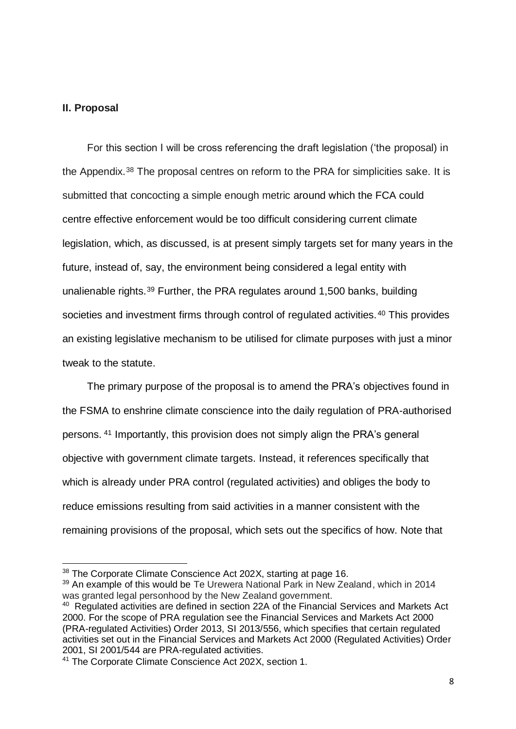## II. Proposal

For this section I will be cross referencing the draft legislation ('the proposal) in the Appendix.[38] The proposal centres on reform to the PRA for simplicities sake. It is submitted that concocting a simple enough metric around which the FCA could centre effective enforcement would be too difficult considering current climate legislation, which, as discussed, is at present simply targets set for many years in the future, instead of, say, the environment being considered a legal entity with unalienable rights.[39] Further, the PRA regulates around 1,500 banks, building societies and investment firms through control of regulated activities.[40] This provides an existing legislative mechanism to be utilised for climate purposes with just a minor tweak to the statute.

The primary purpose of the proposal is to amend the PRA's objectives found in the FSMA to enshrine climate conscience into the daily regulation of PRA-authorised persons.[41] Importantly, this provision does not simply align the PRA's general objective with government climate targets. Instead, it references specifically that which is already under PRA control (regulated activities) and obliges the body to reduce emissions resulting from said activities in a manner consistent with the remaining provisions of the proposal, which sets out the specifics of how. Note that

---

[38] The Corporate Climate Conscience Act 202X, starting at page 16.

[39] An example of this would be Te Urewera National Park in New Zealand, which in 2014 was granted legal personhood by the New Zealand government.

[40] Regulated activities are defined in section 22A of the Financial Services and Markets Act 2000. For the scope of PRA regulation see the Financial Services and Markets Act 2000 (PRA-regulated Activities) Order 2013, SI 2013/556, which specifies that certain regulated activities set out in the Financial Services and Markets Act 2000 (Regulated Activities) Order 2001, SI 2001/544 are PRA-regulated activities.

[41] The Corporate Climate Conscience Act 202X, section 1.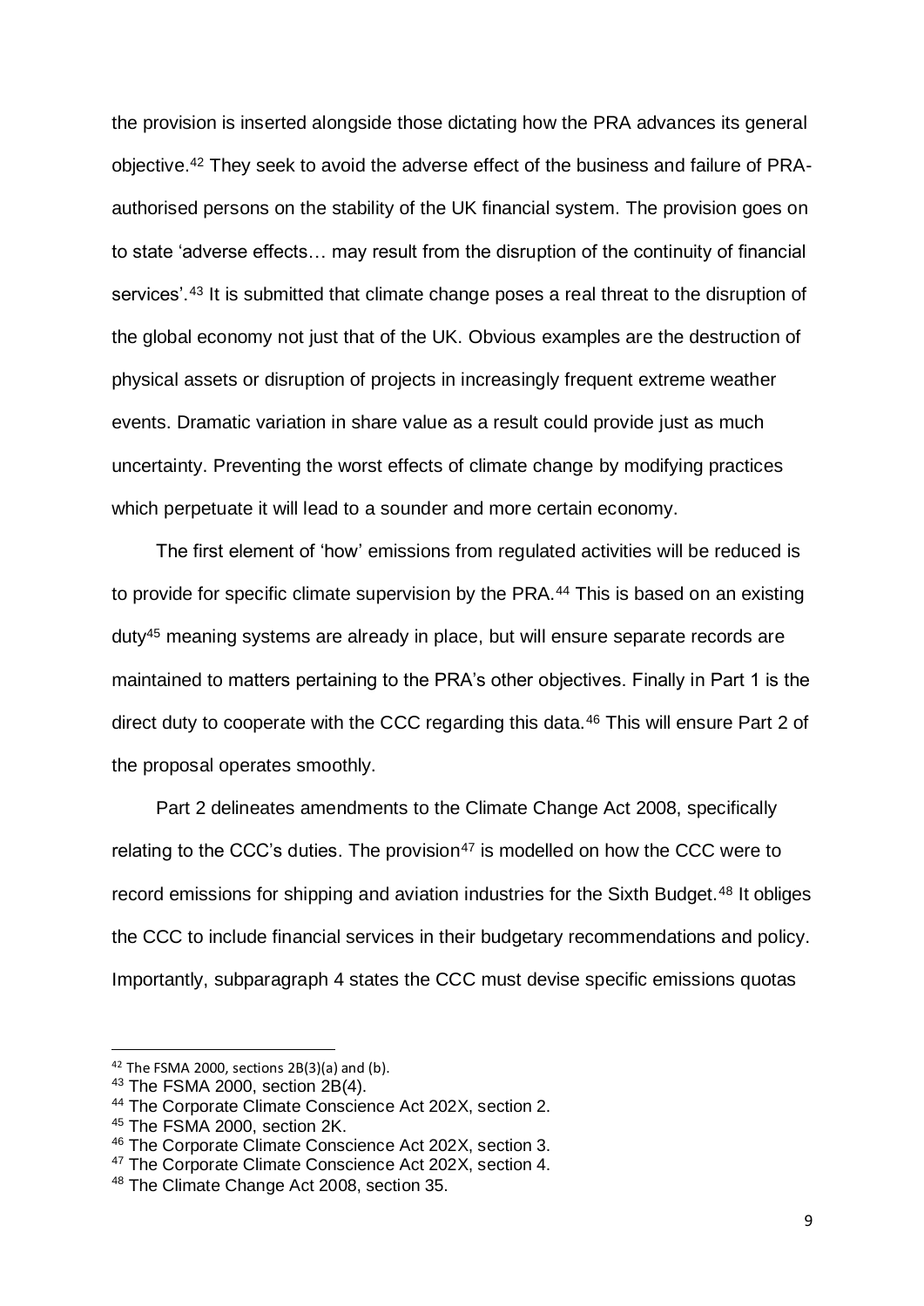the provision is inserted alongside those dictating how the PRA advances its general objective.[42] They seek to avoid the adverse effect of the business and failure of PRA-authorised persons on the stability of the UK financial system. The provision goes on to state 'adverse effects… may result from the disruption of the continuity of financial services'.[43] It is submitted that climate change poses a real threat to the disruption of the global economy not just that of the UK. Obvious examples are the destruction of physical assets or disruption of projects in increasingly frequent extreme weather events. Dramatic variation in share value as a result could provide just as much uncertainty. Preventing the worst effects of climate change by modifying practices which perpetuate it will lead to a sounder and more certain economy.

The first element of 'how' emissions from regulated activities will be reduced is to provide for specific climate supervision by the PRA.[44] This is based on an existing duty[45] meaning systems are already in place, but will ensure separate records are maintained to matters pertaining to the PRA's other objectives. Finally in Part 1 is the direct duty to cooperate with the CCC regarding this data.[46] This will ensure Part 2 of the proposal operates smoothly.

Part 2 delineates amendments to the Climate Change Act 2008, specifically relating to the CCC's duties. The provision[47] is modelled on how the CCC were to record emissions for shipping and aviation industries for the Sixth Budget.[48] It obliges the CCC to include financial services in their budgetary recommendations and policy. Importantly, subparagraph 4 states the CCC must devise specific emissions quotas

---

[42] The FSMA 2000, sections 2B(3)(a) and (b).

[43] The FSMA 2000, section 2B(4).

[44] The Corporate Climate Conscience Act 202X, section 2.

[45] The FSMA 2000, section 2K.

[46] The Corporate Climate Conscience Act 202X, section 3.

[47] The Corporate Climate Conscience Act 202X, section 4.

[48] The Climate Change Act 2008, section 35.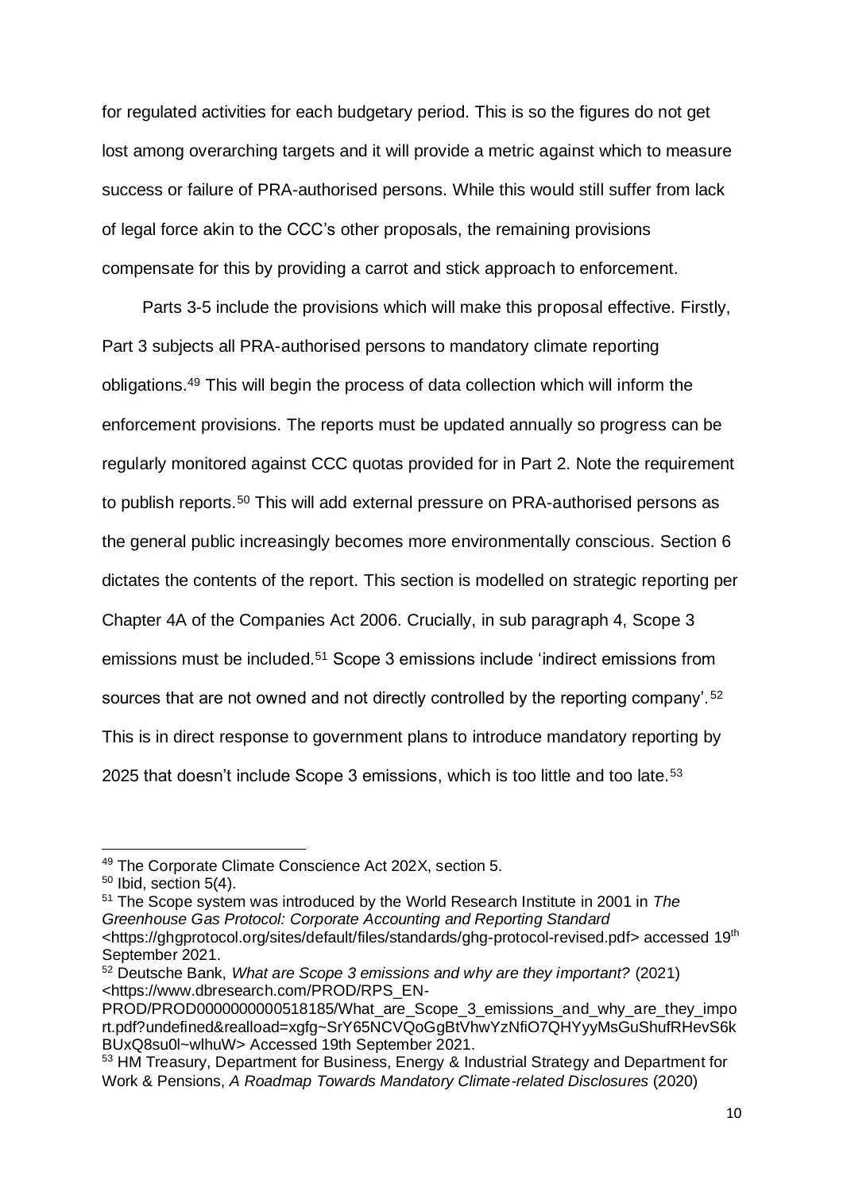for regulated activities for each budgetary period. This is so the figures do not get lost among overarching targets and it will provide a metric against which to measure success or failure of PRA-authorised persons. While this would still suffer from lack of legal force akin to the CCC's other proposals, the remaining provisions compensate for this by providing a carrot and stick approach to enforcement.

Parts 3-5 include the provisions which will make this proposal effective. Firstly, Part 3 subjects all PRA-authorised persons to mandatory climate reporting obligations.[49] This will begin the process of data collection which will inform the enforcement provisions. The reports must be updated annually so progress can be regularly monitored against CCC quotas provided for in Part 2. Note the requirement to publish reports.[50] This will add external pressure on PRA-authorised persons as the general public increasingly becomes more environmentally conscious. Section 6 dictates the contents of the report. This section is modelled on strategic reporting per Chapter 4A of the Companies Act 2006. Crucially, in sub paragraph 4, Scope 3 emissions must be included.[51] Scope 3 emissions include 'indirect emissions from sources that are not owned and not directly controlled by the reporting company'.[52] This is in direct response to government plans to introduce mandatory reporting by 2025 that doesn't include Scope 3 emissions, which is too little and too late.[53]

---

[49] The Corporate Climate Conscience Act 202X, section 5.

[50] Ibid, section 5(4).

[51] The Scope system was introduced by the World Research Institute in 2001 in *The Greenhouse Gas Protocol: Corporate Accounting and Reporting Standard* <https://ghgprotocol.org/sites/default/files/standards/ghg-protocol-revised.pdf> accessed 19th September 2021.

[52] Deutsche Bank, *What are Scope 3 emissions and why are they important?* (2021) <https://www.dbresearch.com/PROD/RPS_EN-PROD/PROD0000000000518185/What_are_Scope_3_emissions_and_why_are_they_important.pdf?undefined&realload=xgfg~SrY65NCVQoGgBtVhwYzNfiO7QHYyyMsGuShufRHevS6kBUxQ8su0l~wlhuW> Accessed 19th September 2021.

[53] HM Treasury, Department for Business, Energy & Industrial Strategy and Department for Work & Pensions, *A Roadmap Towards Mandatory Climate-related Disclosures* (2020)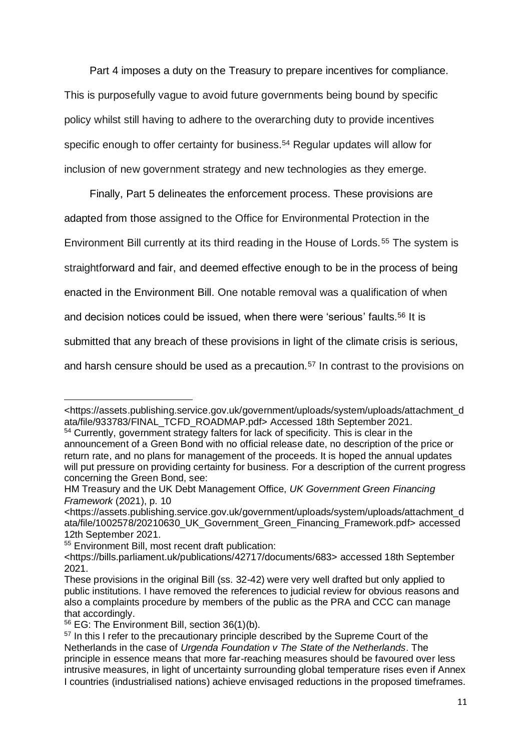Part 4 imposes a duty on the Treasury to prepare incentives for compliance. This is purposefully vague to avoid future governments being bound by specific policy whilst still having to adhere to the overarching duty to provide incentives specific enough to offer certainty for business.[54] Regular updates will allow for inclusion of new government strategy and new technologies as they emerge.

Finally, Part 5 delineates the enforcement process. These provisions are adapted from those assigned to the Office for Environmental Protection in the Environment Bill currently at its third reading in the House of Lords.[55] The system is straightforward and fair, and deemed effective enough to be in the process of being enacted in the Environment Bill. One notable removal was a qualification of when and decision notices could be issued, when there were 'serious' faults.[56] It is submitted that any breach of these provisions in light of the climate crisis is serious, and harsh censure should be used as a precaution.[57] In contrast to the provisions on

---

<https://assets.publishing.service.gov.uk/government/uploads/system/uploads/attachment_data/file/933783/FINAL_TCFD_ROADMAP.pdf> Accessed 18th September 2021.

[54] Currently, government strategy falters for lack of specificity. This is clear in the announcement of a Green Bond with no official release date, no description of the price or return rate, and no plans for management of the proceeds. It is hoped the annual updates will put pressure on providing certainty for business. For a description of the current progress concerning the Green Bond, see:
HM Treasury and the UK Debt Management Office, *UK Government Green Financing Framework* (2021), p. 10
<https://assets.publishing.service.gov.uk/government/uploads/system/uploads/attachment_data/file/1002578/20210630_UK_Government_Green_Financing_Framework.pdf> accessed 12th September 2021.

[55] Environment Bill, most recent draft publication:
<https://bills.parliament.uk/publications/42717/documents/683> accessed 18th September 2021.
These provisions in the original Bill (ss. 32-42) were very well drafted but only applied to public institutions. I have removed the references to judicial review for obvious reasons and also a complaints procedure by members of the public as the PRA and CCC can manage that accordingly.

[56] EG: The Environment Bill, section 36(1)(b).

[57] In this I refer to the precautionary principle described by the Supreme Court of the Netherlands in the case of *Urgenda Foundation v The State of the Netherlands*. The principle in essence means that more far-reaching measures should be favoured over less intrusive measures, in light of uncertainty surrounding global temperature rises even if Annex I countries (industrialised nations) achieve envisaged reductions in the proposed timeframes.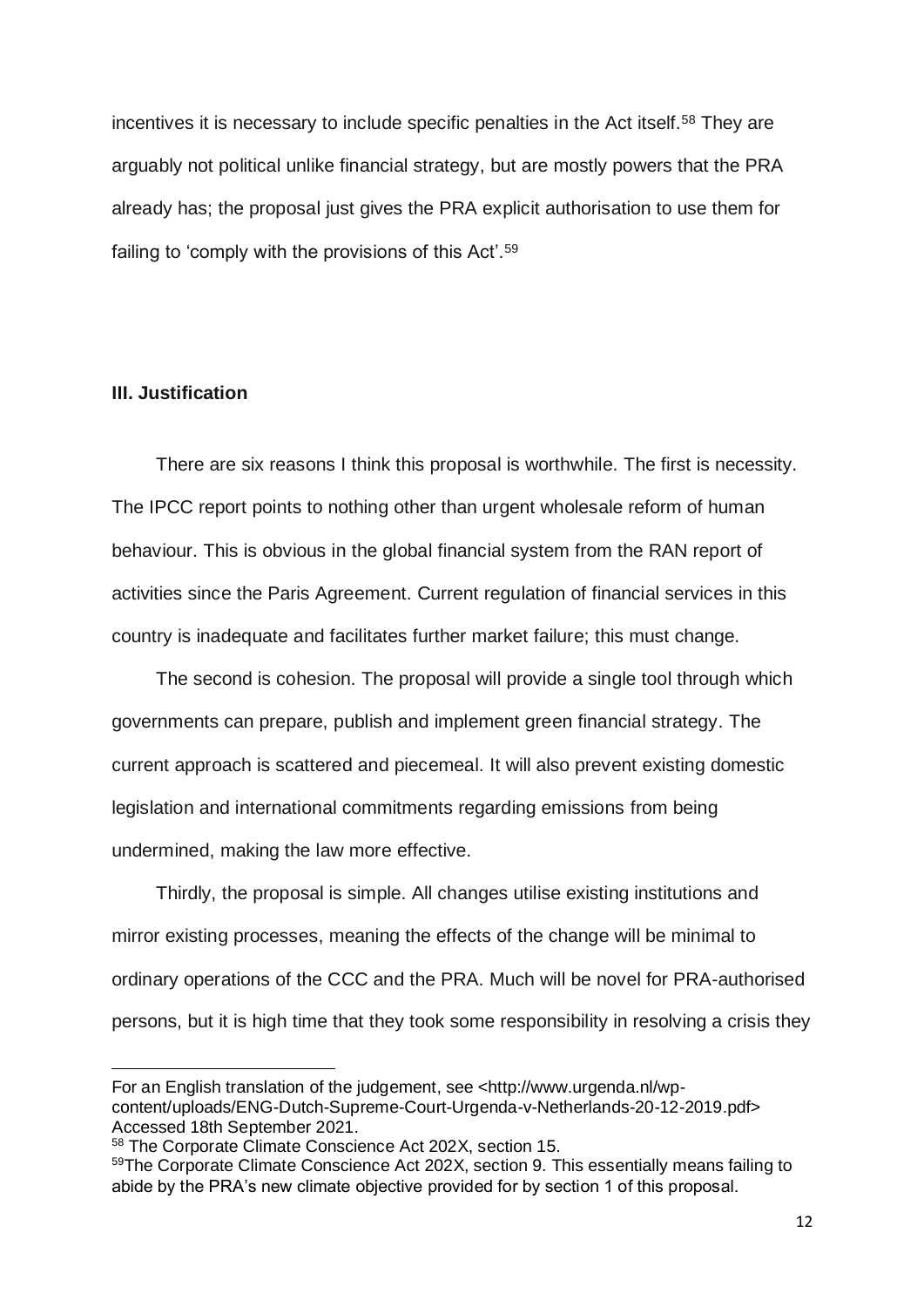incentives it is necessary to include specific penalties in the Act itself.[58] They are arguably not political unlike financial strategy, but are mostly powers that the PRA already has; the proposal just gives the PRA explicit authorisation to use them for failing to 'comply with the provisions of this Act'.[59]

### III. Justification

There are six reasons I think this proposal is worthwhile. The first is necessity. The IPCC report points to nothing other than urgent wholesale reform of human behaviour. This is obvious in the global financial system from the RAN report of activities since the Paris Agreement. Current regulation of financial services in this country is inadequate and facilitates further market failure; this must change.

The second is cohesion. The proposal will provide a single tool through which governments can prepare, publish and implement green financial strategy. The current approach is scattered and piecemeal. It will also prevent existing domestic legislation and international commitments regarding emissions from being undermined, making the law more effective.

Thirdly, the proposal is simple. All changes utilise existing institutions and mirror existing processes, meaning the effects of the change will be minimal to ordinary operations of the CCC and the PRA. Much will be novel for PRA-authorised persons, but it is high time that they took some responsibility in resolving a crisis they

---

For an English translation of the judgement, see <http://www.urgenda.nl/wp-content/uploads/ENG-Dutch-Supreme-Court-Urgenda-v-Netherlands-20-12-2019.pdf> Accessed 18th September 2021.

[58] The Corporate Climate Conscience Act 202X, section 15.

[59] The Corporate Climate Conscience Act 202X, section 9. This essentially means failing to abide by the PRA's new climate objective provided for by section 1 of this proposal.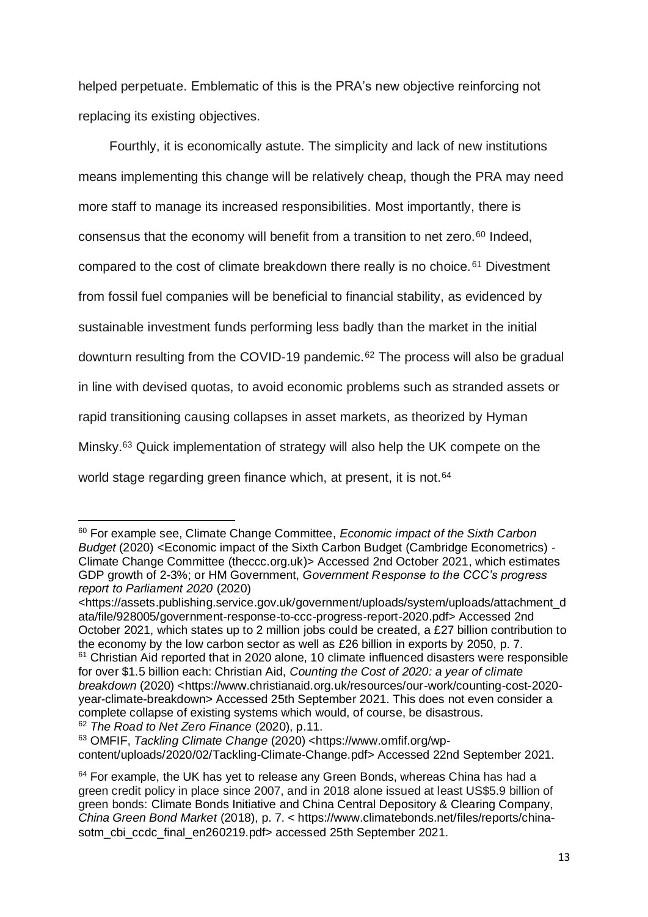helped perpetuate. Emblematic of this is the PRA's new objective reinforcing not replacing its existing objectives.

Fourthly, it is economically astute. The simplicity and lack of new institutions means implementing this change will be relatively cheap, though the PRA may need more staff to manage its increased responsibilities. Most importantly, there is consensus that the economy will benefit from a transition to net zero.[60] Indeed, compared to the cost of climate breakdown there really is no choice.[61] Divestment from fossil fuel companies will be beneficial to financial stability, as evidenced by sustainable investment funds performing less badly than the market in the initial downturn resulting from the COVID-19 pandemic.[62] The process will also be gradual in line with devised quotas, to avoid economic problems such as stranded assets or rapid transitioning causing collapses in asset markets, as theorized by Hyman Minsky.[63] Quick implementation of strategy will also help the UK compete on the world stage regarding green finance which, at present, it is not.[64]

---

[60] For example see, Climate Change Committee, *Economic impact of the Sixth Carbon Budget* (2020) <Economic impact of the Sixth Carbon Budget (Cambridge Econometrics) - Climate Change Committee (theccc.org.uk)> Accessed 2nd October 2021, which estimates GDP growth of 2-3%; or HM Government, *Government Response to the CCC's progress report to Parliament 2020* (2020) <https://assets.publishing.service.gov.uk/government/uploads/system/uploads/attachment_data/file/928005/government-response-to-ccc-progress-report-2020.pdf> Accessed 2nd October 2021, which states up to 2 million jobs could be created, a £27 billion contribution to the economy by the low carbon sector as well as £26 billion in exports by 2050, p. 7.

[61] Christian Aid reported that in 2020 alone, 10 climate influenced disasters were responsible for over $1.5 billion each: Christian Aid, *Counting the Cost of 2020: a year of climate breakdown* (2020) <https://www.christianaid.org.uk/resources/our-work/counting-cost-2020-year-climate-breakdown> Accessed 25th September 2021. This does not even consider a complete collapse of existing systems which would, of course, be disastrous.

[62] *The Road to Net Zero Finance* (2020), p.11.

[63] OMFIF, *Tackling Climate Change* (2020) <https://www.omfif.org/wp-content/uploads/2020/02/Tackling-Climate-Change.pdf> Accessed 22nd September 2021.

[64] For example, the UK has yet to release any Green Bonds, whereas China has had a green credit policy in place since 2007, and in 2018 alone issued at least US$5.9 billion of green bonds: Climate Bonds Initiative and China Central Depository & Clearing Company, *China Green Bond Market* (2018), p. 7. < https://www.climatebonds.net/files/reports/china-sotm_cbi_ccdc_final_en260219.pdf> accessed 25th September 2021.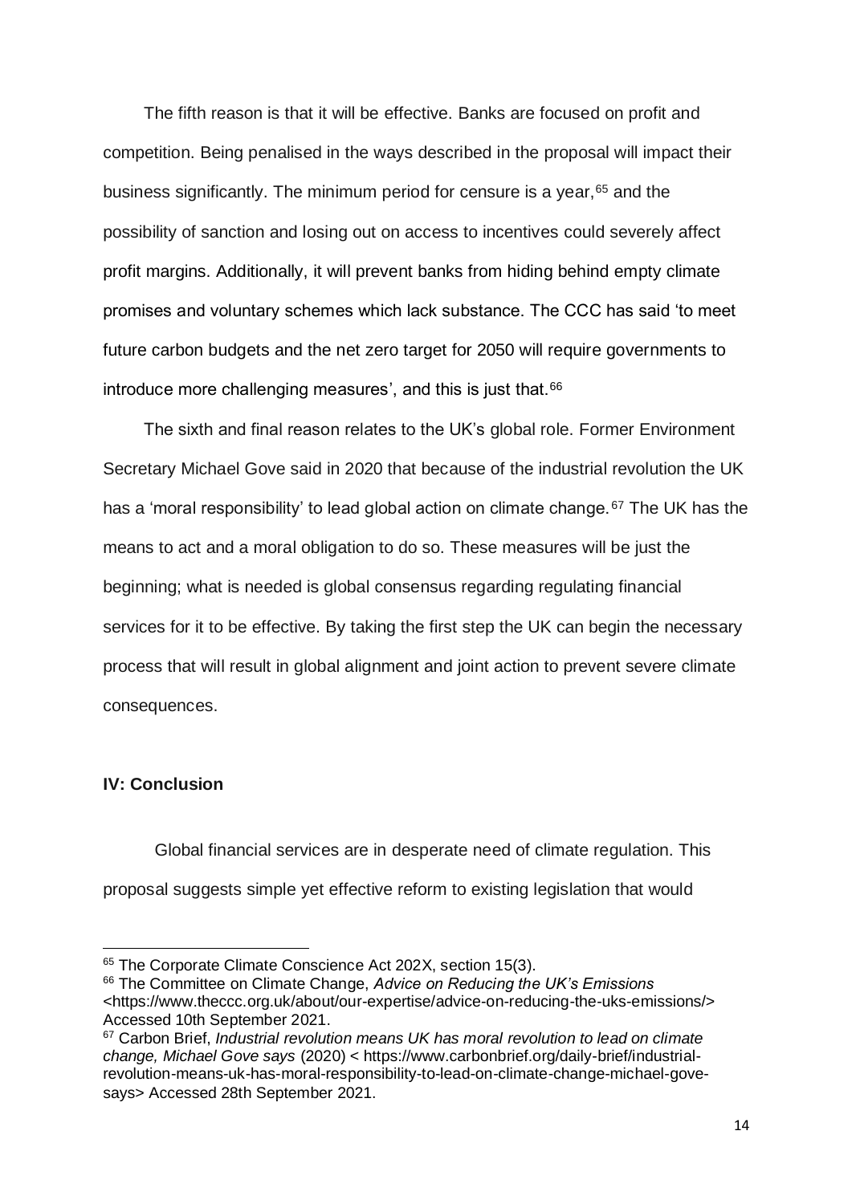The fifth reason is that it will be effective. Banks are focused on profit and competition. Being penalised in the ways described in the proposal will impact their business significantly. The minimum period for censure is a year,[65] and the possibility of sanction and losing out on access to incentives could severely affect profit margins. Additionally, it will prevent banks from hiding behind empty climate promises and voluntary schemes which lack substance. The CCC has said 'to meet future carbon budgets and the net zero target for 2050 will require governments to introduce more challenging measures', and this is just that.[66]

The sixth and final reason relates to the UK's global role. Former Environment Secretary Michael Gove said in 2020 that because of the industrial revolution the UK has a 'moral responsibility' to lead global action on climate change.[67] The UK has the means to act and a moral obligation to do so. These measures will be just the beginning; what is needed is global consensus regarding regulating financial services for it to be effective. By taking the first step the UK can begin the necessary process that will result in global alignment and joint action to prevent severe climate consequences.

### IV: Conclusion

Global financial services are in desperate need of climate regulation. This proposal suggests simple yet effective reform to existing legislation that would

---

[65] The Corporate Climate Conscience Act 202X, section 15(3).

[66] The Committee on Climate Change, *Advice on Reducing the UK's Emissions* <https://www.theccc.org.uk/about/our-expertise/advice-on-reducing-the-uks-emissions/> Accessed 10th September 2021.

[67] Carbon Brief, *Industrial revolution means UK has moral revolution to lead on climate change, Michael Gove says* (2020) < https://www.carbonbrief.org/daily-brief/industrial-revolution-means-uk-has-moral-responsibility-to-lead-on-climate-change-michael-gove-says> Accessed 28th September 2021.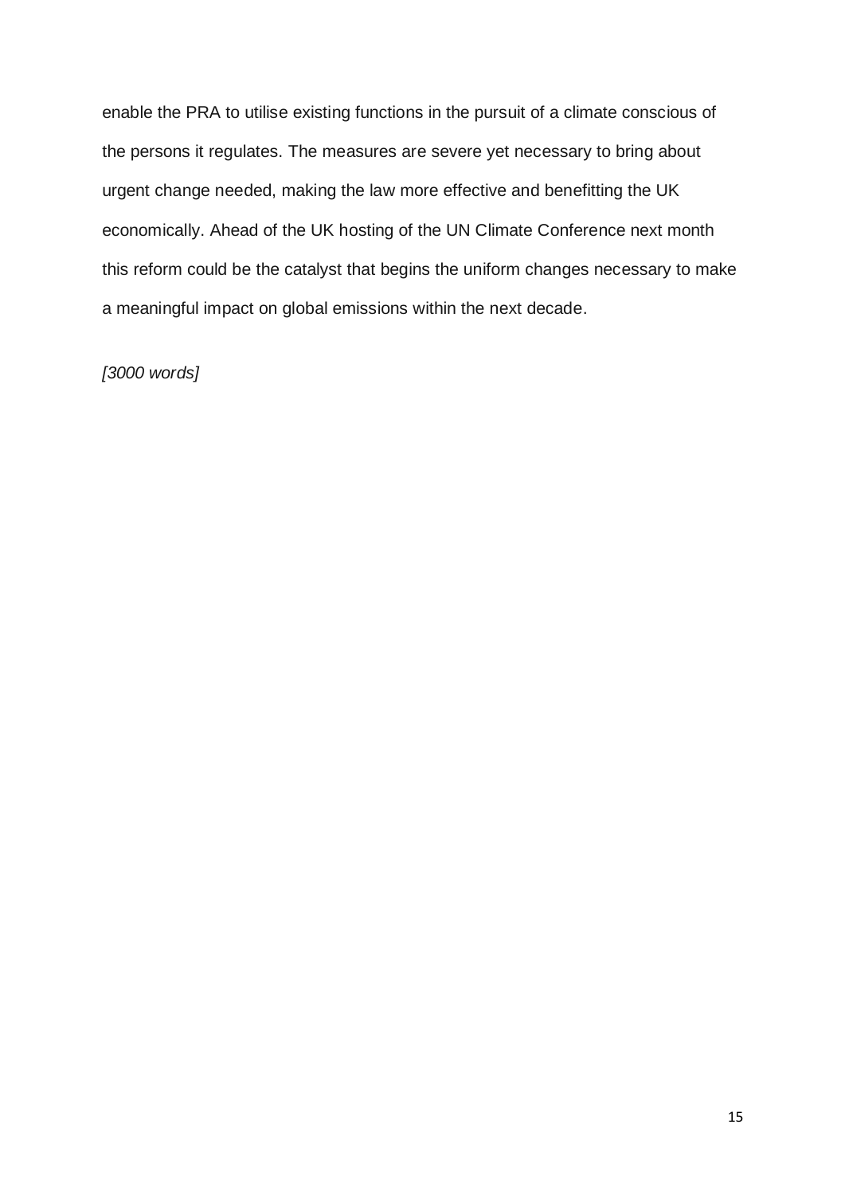enable the PRA to utilise existing functions in the pursuit of a climate conscious of the persons it regulates. The measures are severe yet necessary to bring about urgent change needed, making the law more effective and benefitting the UK economically. Ahead of the UK hosting of the UN Climate Conference next month this reform could be the catalyst that begins the uniform changes necessary to make a meaningful impact on global emissions within the next decade.

*[3000 words]*